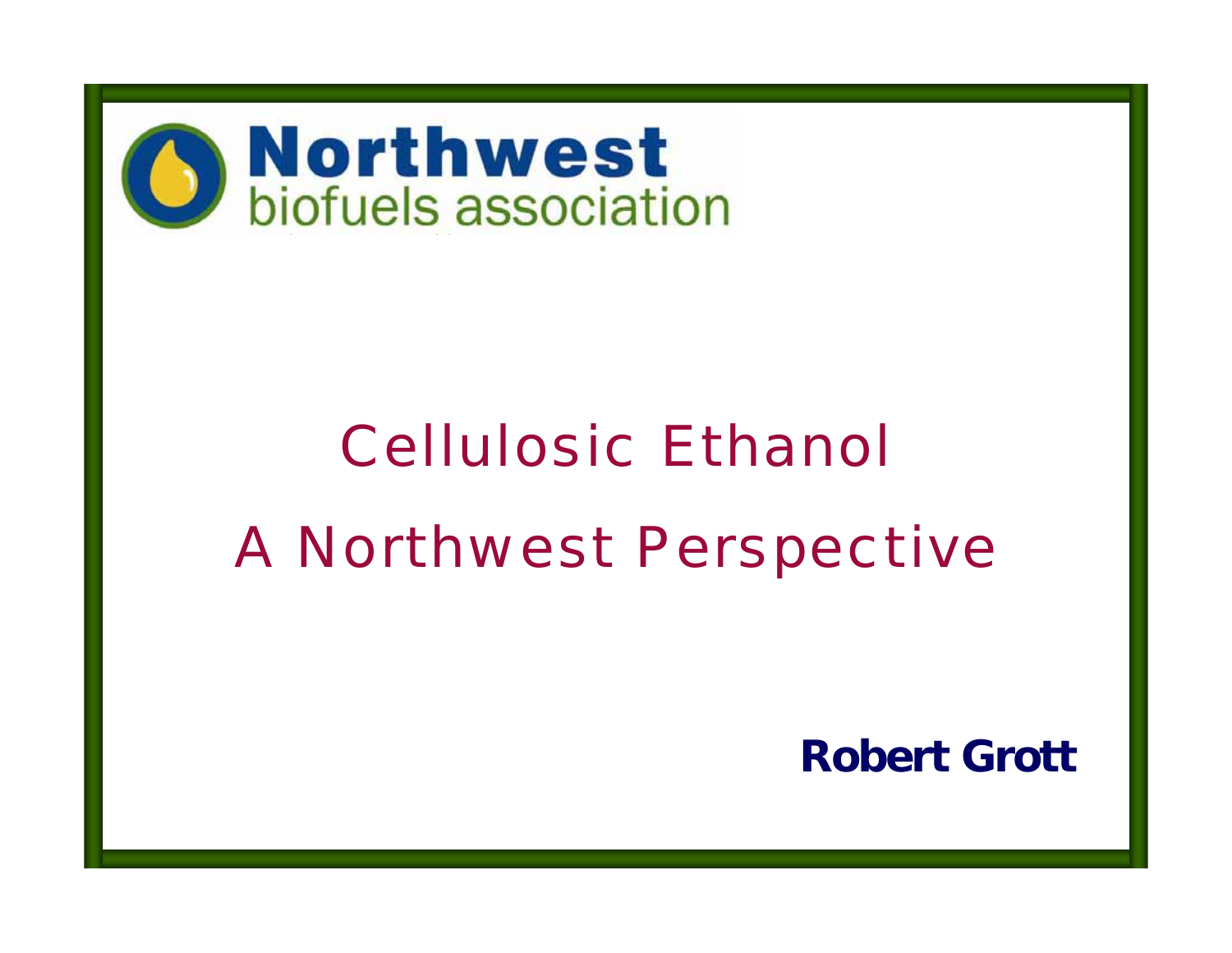**Northwest**
biofuels association

# Cellulosic Ethanol

## A Northwest Perspective

**Robert Grott**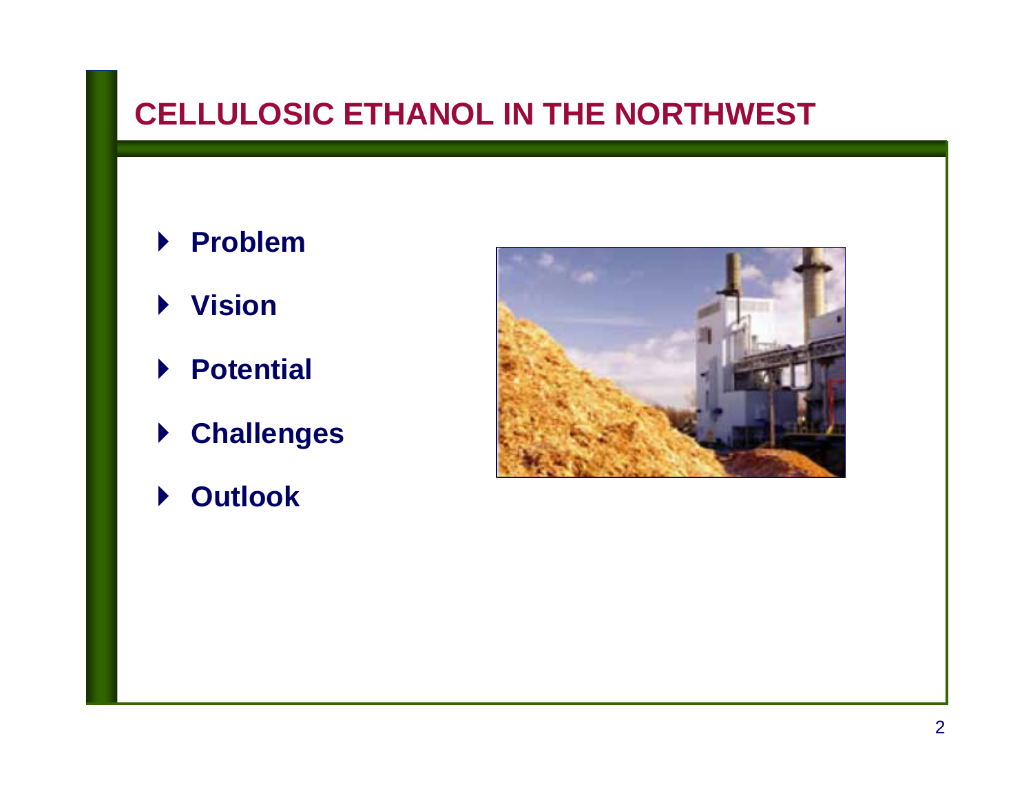# CELLULOSIC ETHANOL IN THE NORTHWEST

- **Problem**
- **Vision**
- **Potential**
- **Challenges**
- **Outlook**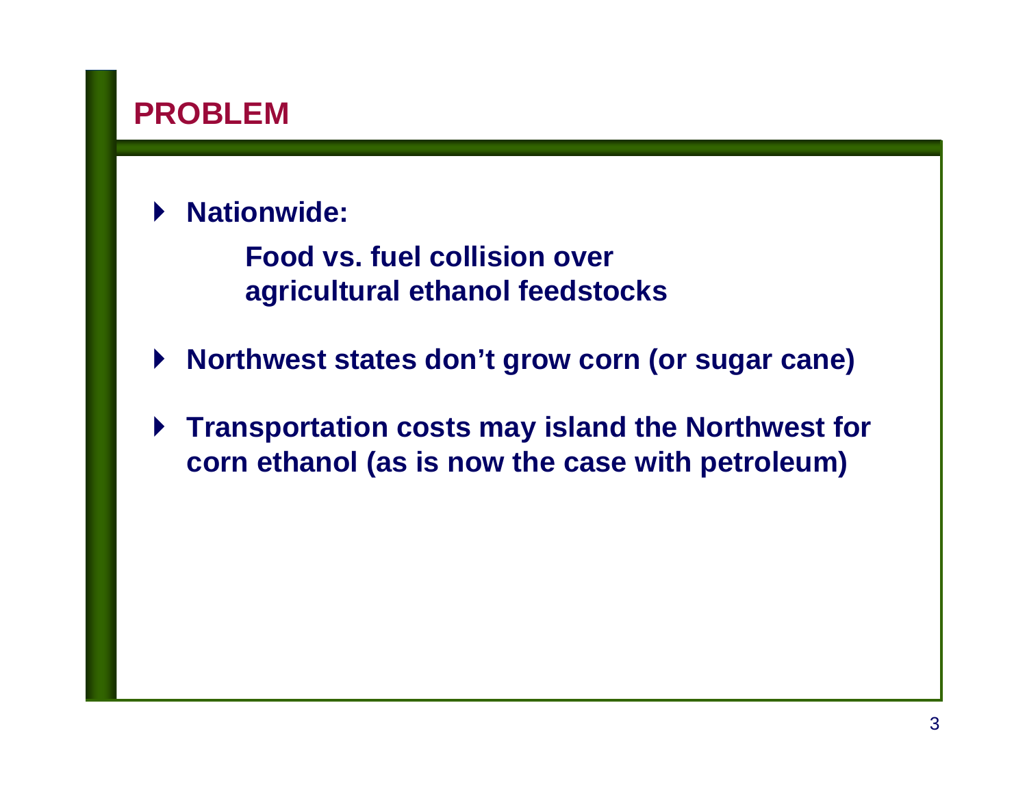# PROBLEM

- **Nationwide:**

  **Food vs. fuel collision over agricultural ethanol feedstocks**

- **Northwest states don't grow corn (or sugar cane)**

- **Transportation costs may island the Northwest for corn ethanol (as is now the case with petroleum)**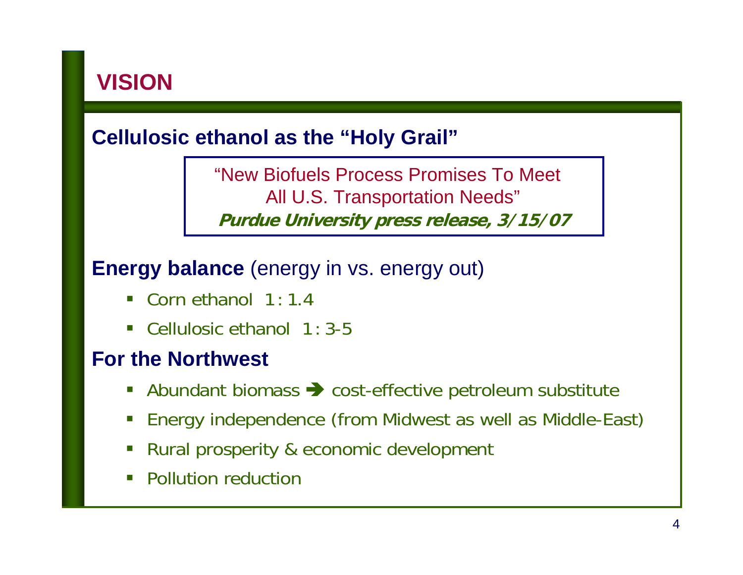# VISION

## Cellulosic ethanol as the "Holy Grail"

> "New Biofuels Process Promises To Meet All U.S. Transportation Needs"
> ***Purdue University press release, 3/15/07***

## **Energy balance** (energy in vs. energy out)

- Corn ethanol 1 : 1.4
- Cellulosic ethanol 1 : 3-5

## For the Northwest

- Abundant biomass ➔ cost-effective petroleum substitute
- Energy independence (from Midwest as well as Middle-East)
- Rural prosperity & economic development
- Pollution reduction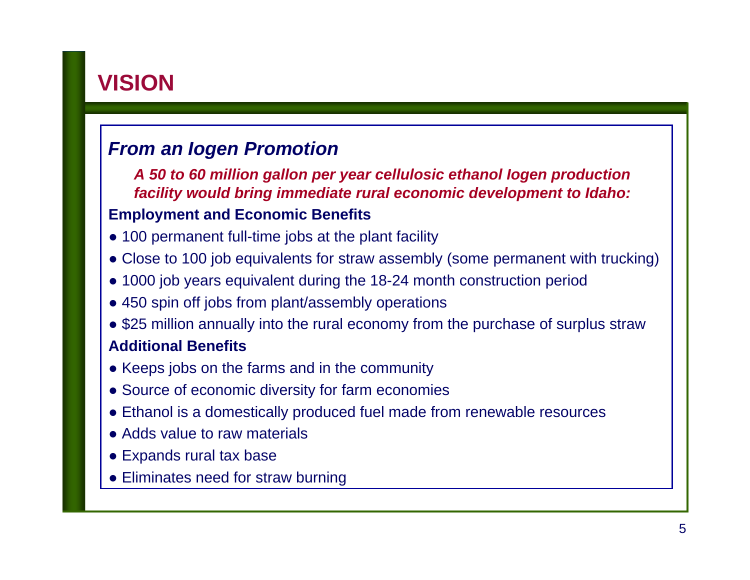# VISION

## *From an Iogen Promotion*

***A 50 to 60 million gallon per year cellulosic ethanol Iogen production facility would bring immediate rural economic development to Idaho:***

**Employment and Economic Benefits**

- 100 permanent full-time jobs at the plant facility
- Close to 100 job equivalents for straw assembly (some permanent with trucking)
- 1000 job years equivalent during the 18-24 month construction period
- 450 spin off jobs from plant/assembly operations
- $25 million annually into the rural economy from the purchase of surplus straw

**Additional Benefits**

- Keeps jobs on the farms and in the community
- Source of economic diversity for farm economies
- Ethanol is a domestically produced fuel made from renewable resources
- Adds value to raw materials
- Expands rural tax base
- Eliminates need for straw burning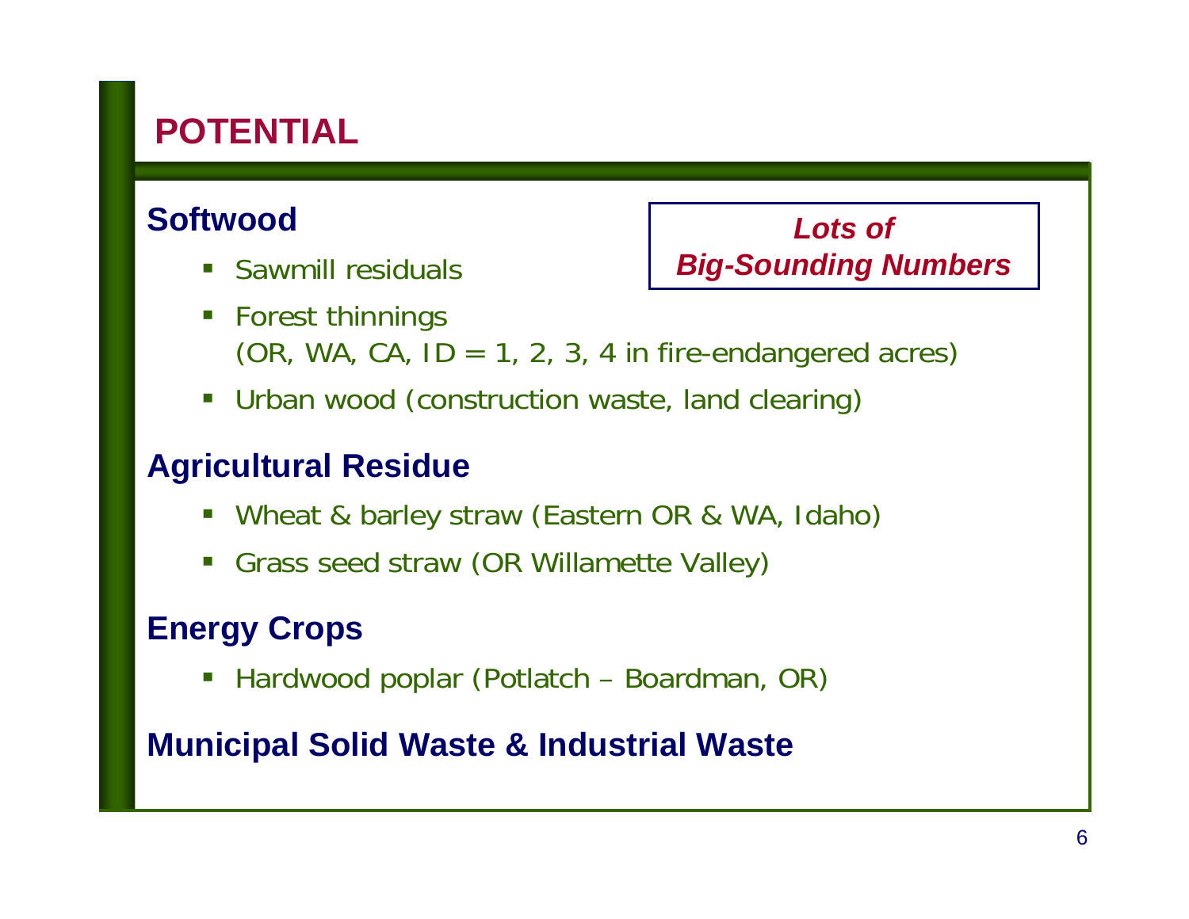# POTENTIAL

***Lots of Big-Sounding Numbers***

## Softwood

- Sawmill residuals
- Forest thinnings
  (OR, WA, CA, ID = 1, 2, 3, 4 in fire-endangered acres)
- Urban wood (construction waste, land clearing)

## Agricultural Residue

- Wheat & barley straw (Eastern OR & WA, Idaho)
- Grass seed straw (OR Willamette Valley)

## Energy Crops

- Hardwood poplar (Potlatch – Boardman, OR)

## Municipal Solid Waste & Industrial Waste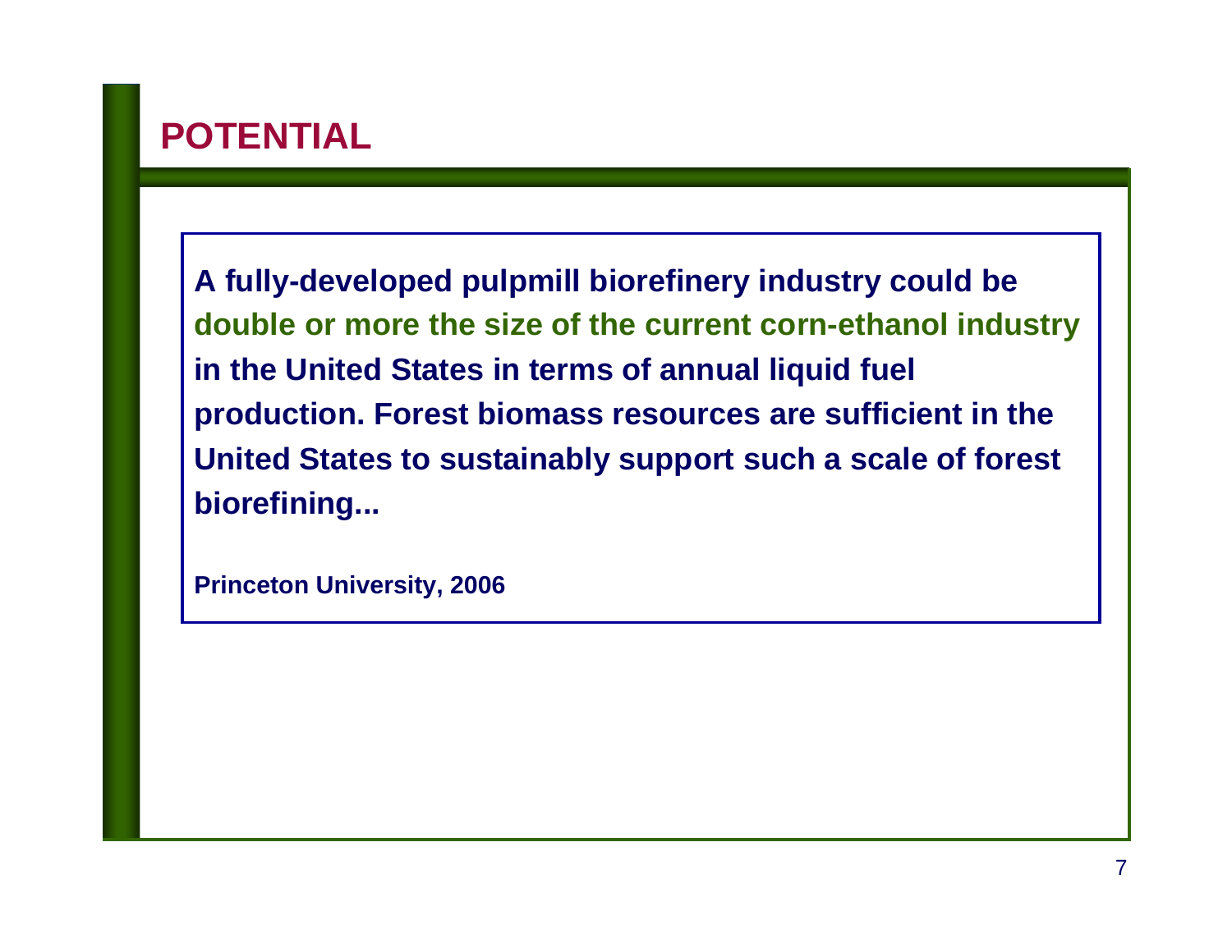# POTENTIAL

**A fully-developed pulpmill biorefinery industry could be double or more the size of the current corn-ethanol industry in the United States in terms of annual liquid fuel production. Forest biomass resources are sufficient in the United States to sustainably support such a scale of forest biorefining...**

**Princeton University, 2006**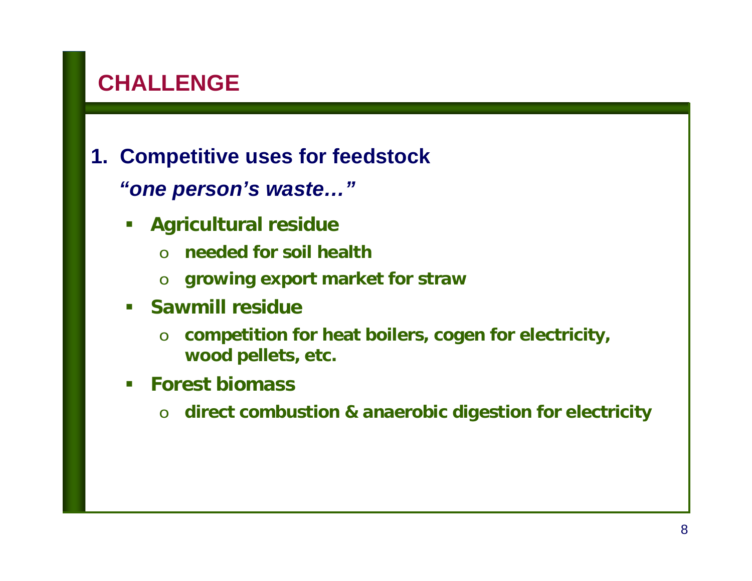# CHALLENGE

1. **Competitive uses for feedstock**

   ***"one person's waste…"***

   - **Agricultural residue**
     - **needed for soil health**
     - **growing export market for straw**
   - **Sawmill residue**
     - **competition for heat boilers, cogen for electricity, wood pellets, etc.**
   - **Forest biomass**
     - **direct combustion & anaerobic digestion for electricity**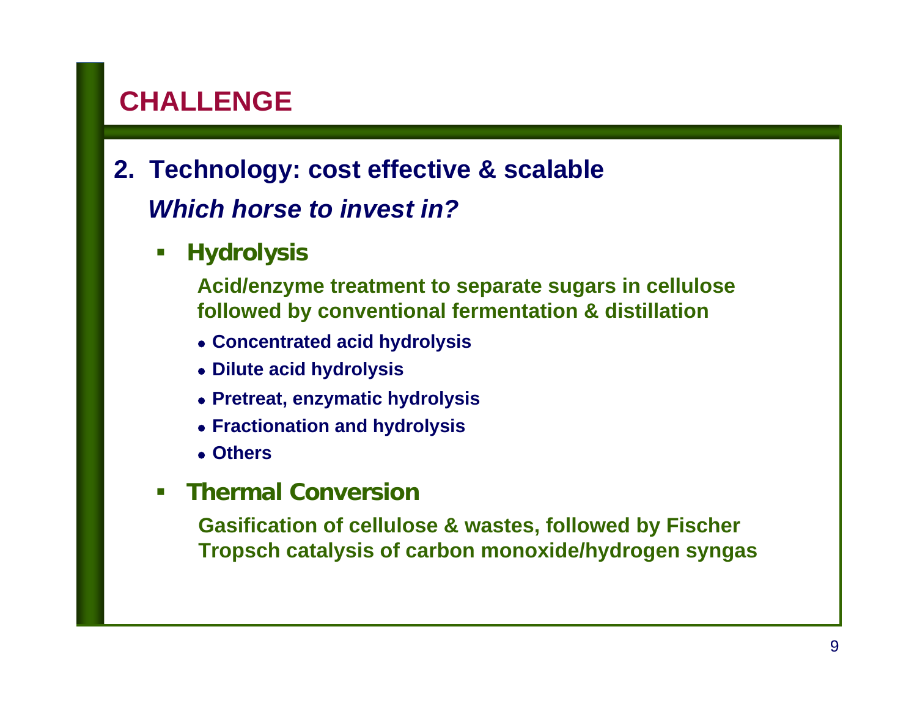# CHALLENGE

## 2. Technology: cost effective & scalable

***Which horse to invest in?***

- **Hydrolysis**

  **Acid/enzyme treatment to separate sugars in cellulose followed by conventional fermentation & distillation**

  - **Concentrated acid hydrolysis**
  - **Dilute acid hydrolysis**
  - **Pretreat, enzymatic hydrolysis**
  - **Fractionation and hydrolysis**
  - **Others**

- **Thermal Conversion**

  **Gasification of cellulose & wastes, followed by Fischer Tropsch catalysis of carbon monoxide/hydrogen syngas**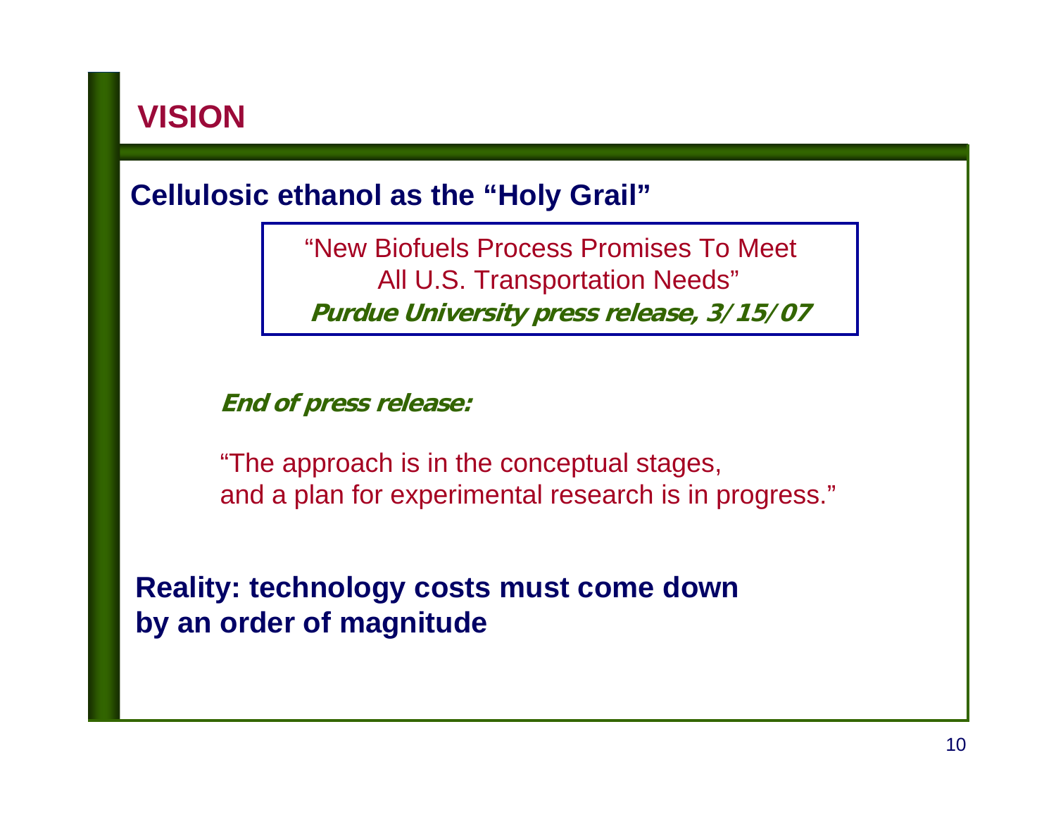# VISION

**Cellulosic ethanol as the "Holy Grail"**

> "New Biofuels Process Promises To Meet
> All U.S. Transportation Needs"
> ***Purdue University press release, 3/15/07***

***End of press release:***

"The approach is in the conceptual stages,
and a plan for experimental research is in progress."

**Reality: technology costs must come down by an order of magnitude**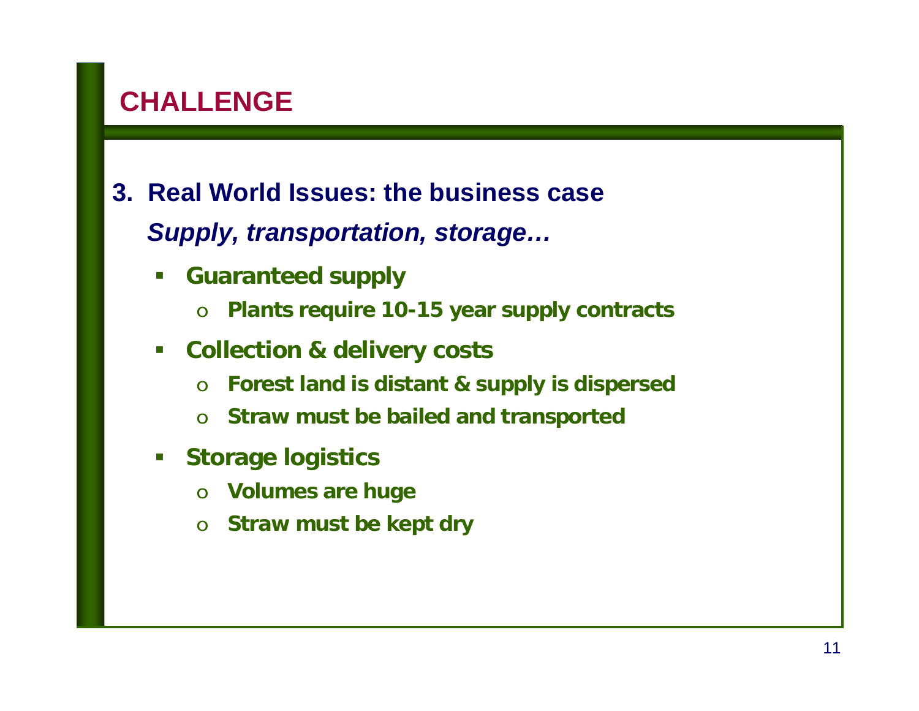# CHALLENGE

3. **Real World Issues: the business case**

   ***Supply, transportation, storage…***

   - **Guaranteed supply**
     - **Plants require 10-15 year supply contracts**
   - **Collection & delivery costs**
     - **Forest land is distant & supply is dispersed**
     - **Straw must be bailed and transported**
   - **Storage logistics**
     - **Volumes are huge**
     - **Straw must be kept dry**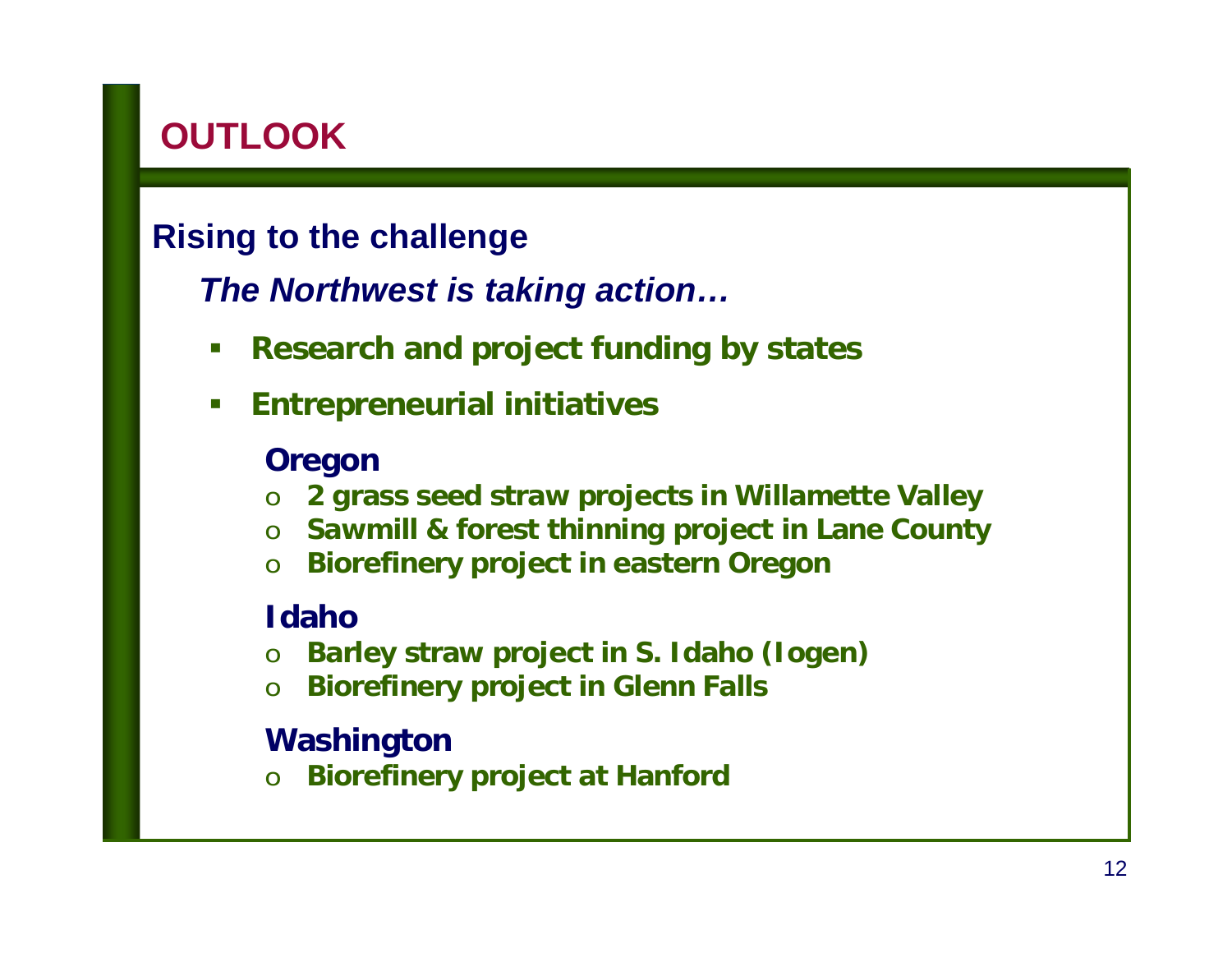# OUTLOOK

## Rising to the challenge

***The Northwest is taking action…***

- **Research and project funding by states**
- **Entrepreneurial initiatives**

### Oregon

- **2 grass seed straw projects in Willamette Valley**
- **Sawmill & forest thinning project in Lane County**
- **Biorefinery project in eastern Oregon**

### Idaho

- **Barley straw project in S. Idaho (Iogen)**
- **Biorefinery project in Glenn Falls**

### Washington

- **Biorefinery project at Hanford**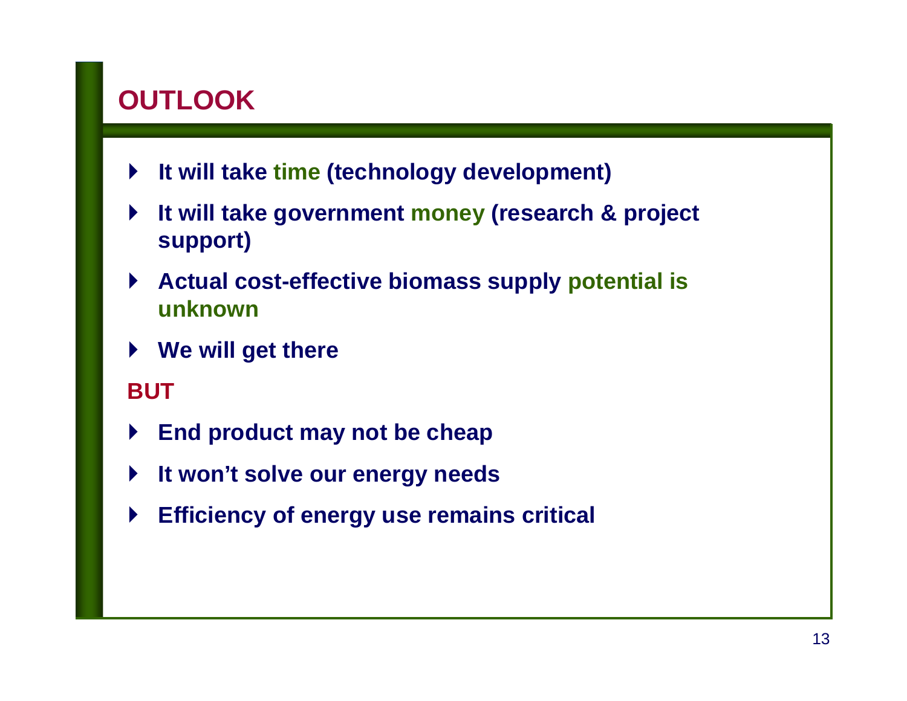# OUTLOOK

- **It will take time (technology development)**
- **It will take government money (research & project support)**
- **Actual cost-effective biomass supply potential is unknown**
- **We will get there**

**BUT**

- **End product may not be cheap**
- **It won't solve our energy needs**
- **Efficiency of energy use remains critical**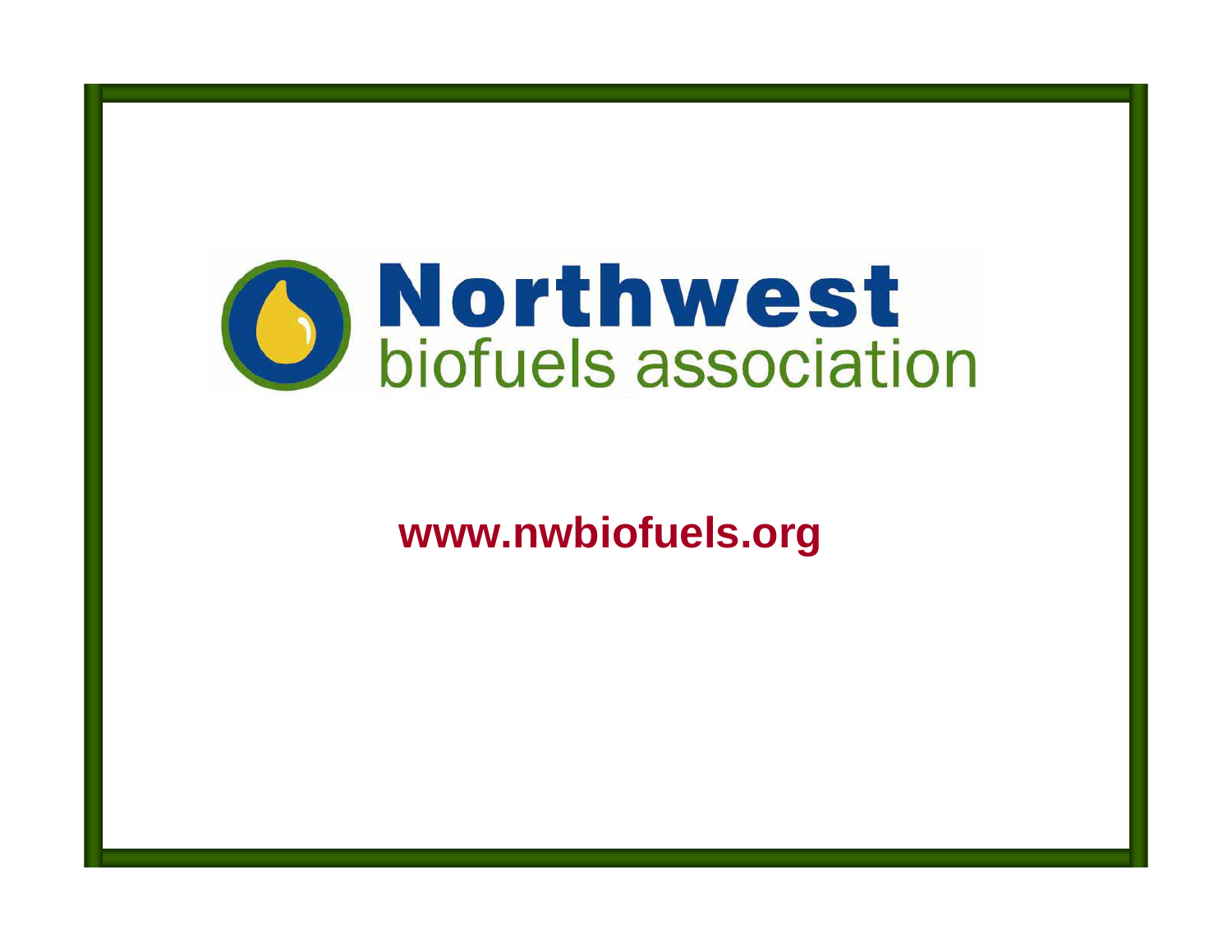**Northwest**
biofuels association

**www.nwbiofuels.org**